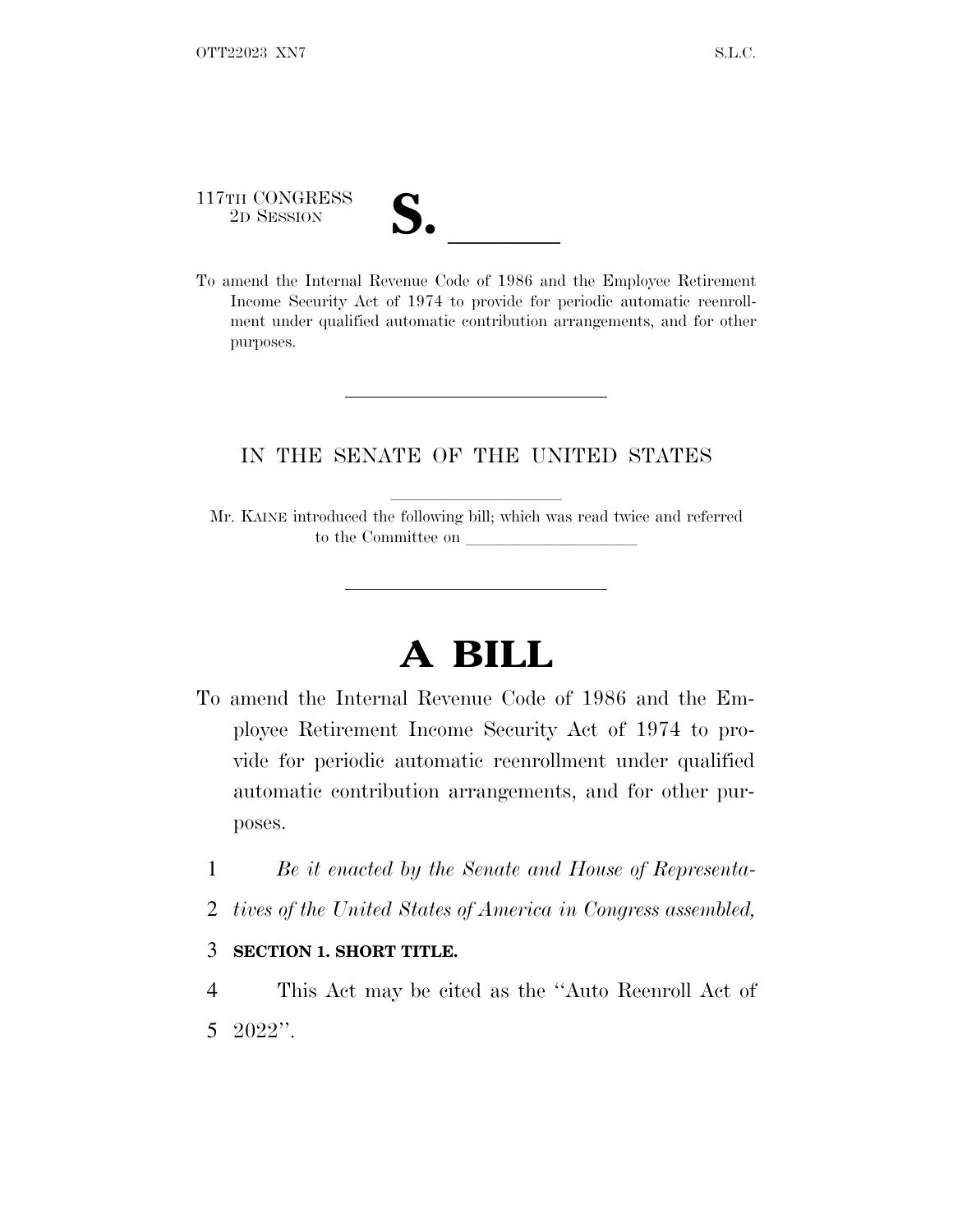117TH CONGRESS
2D SESSION

# S. ______

To amend the Internal Revenue Code of 1986 and the Employee Retirement Income Security Act of 1974 to provide for periodic automatic reenrollment under qualified automatic contribution arrangements, and for other purposes.

---

IN THE SENATE OF THE UNITED STATES

Mr. KAINE introduced the following bill; which was read twice and referred to the Committee on ____________________

---

# A BILL

To amend the Internal Revenue Code of 1986 and the Employee Retirement Income Security Act of 1974 to provide for periodic automatic reenrollment under qualified automatic contribution arrangements, and for other purposes.

1 *Be it enacted by the Senate and House of Representa-*
2 *tives of the United States of America in Congress assembled,*

3 **SECTION 1. SHORT TITLE.**

4 This Act may be cited as the ''Auto Reenroll Act of
5 2022''.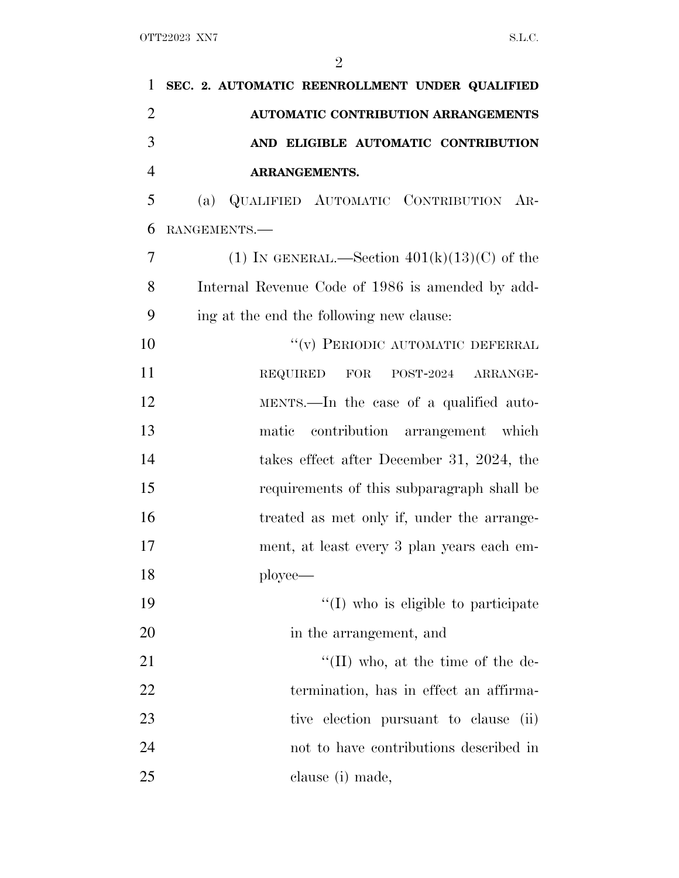**SEC. 2. AUTOMATIC REENROLLMENT UNDER QUALIFIED AUTOMATIC CONTRIBUTION ARRANGEMENTS AND ELIGIBLE AUTOMATIC CONTRIBUTION ARRANGEMENTS.**

(a) QUALIFIED AUTOMATIC CONTRIBUTION ARRANGEMENTS.—

(1) IN GENERAL.—Section 401(k)(13)(C) of the Internal Revenue Code of 1986 is amended by adding at the end the following new clause:

"(v) PERIODIC AUTOMATIC DEFERRAL REQUIRED FOR POST-2024 ARRANGEMENTS.—In the case of a qualified automatic contribution arrangement which takes effect after December 31, 2024, the requirements of this subparagraph shall be treated as met only if, under the arrangement, at least every 3 plan years each employee—

"(I) who is eligible to participate in the arrangement, and

"(II) who, at the time of the determination, has in effect an affirmative election pursuant to clause (ii) not to have contributions described in clause (i) made,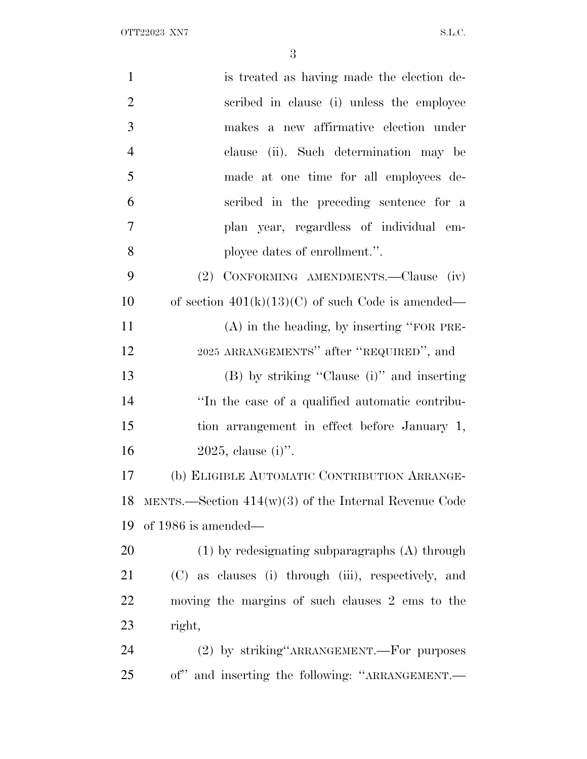is treated as having made the election described in clause (i) unless the employee makes a new affirmative election under clause (ii). Such determination may be made at one time for all employees described in the preceding sentence for a plan year, regardless of individual employee dates of enrollment.''.

(2) CONFORMING AMENDMENTS.—Clause (iv) of section 401(k)(13)(C) of such Code is amended—

(A) in the heading, by inserting ''FOR PRE-2025 ARRANGEMENTS'' after ''REQUIRED'', and

(B) by striking ''Clause (i)'' and inserting ''In the case of a qualified automatic contribution arrangement in effect before January 1, 2025, clause (i)''.

(b) ELIGIBLE AUTOMATIC CONTRIBUTION ARRANGEMENTS.—Section 414(w)(3) of the Internal Revenue Code of 1986 is amended—

(1) by redesignating subparagraphs (A) through (C) as clauses (i) through (iii), respectively, and moving the margins of such clauses 2 ems to the right,

(2) by striking''ARRANGEMENT.—For purposes of'' and inserting the following: ''ARRANGEMENT.—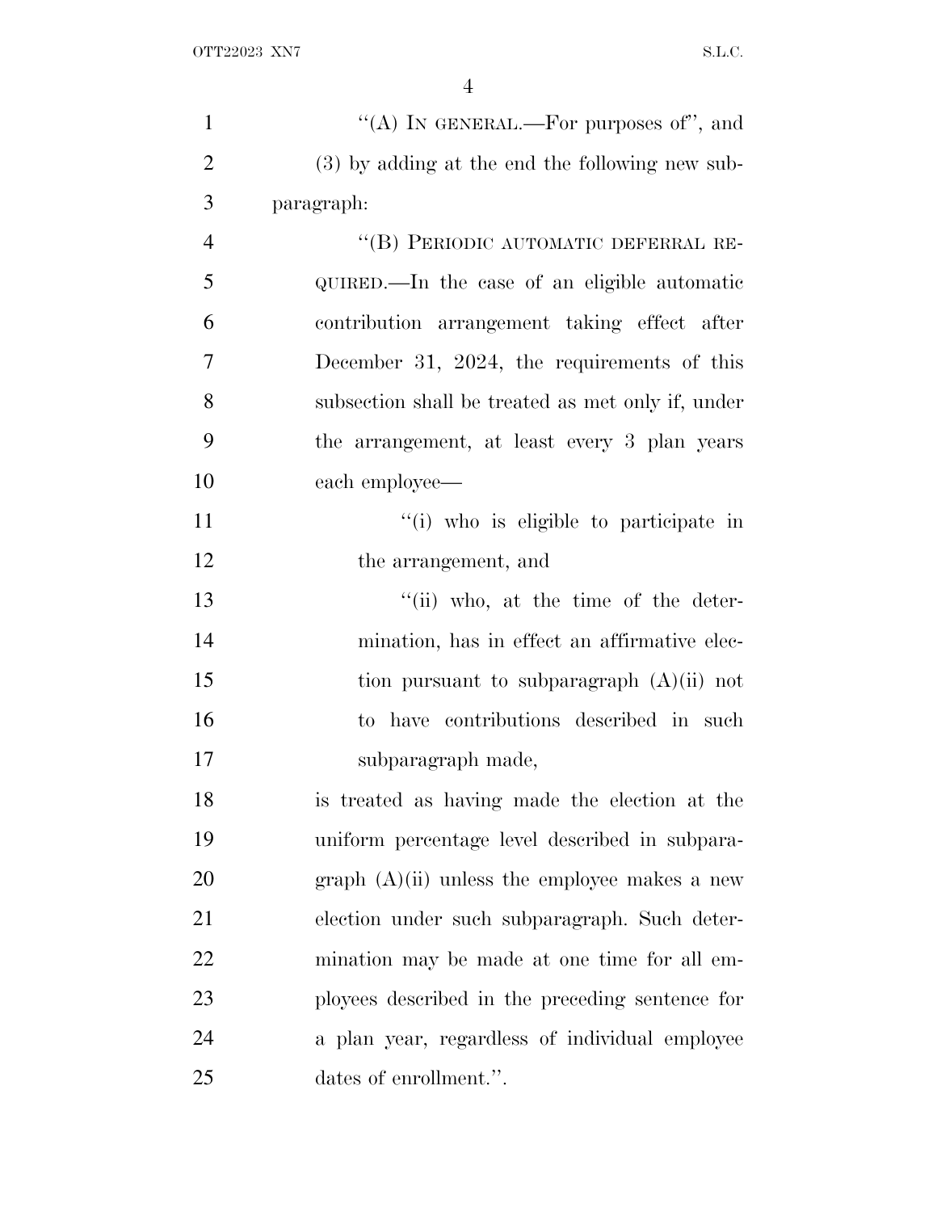"(A) IN GENERAL.—For purposes of", and

(3) by adding at the end the following new subparagraph:

"(B) PERIODIC AUTOMATIC DEFERRAL REQUIRED.—In the case of an eligible automatic contribution arrangement taking effect after December 31, 2024, the requirements of this subsection shall be treated as met only if, under the arrangement, at least every 3 plan years each employee—

"(i) who is eligible to participate in the arrangement, and

"(ii) who, at the time of the determination, has in effect an affirmative election pursuant to subparagraph (A)(ii) not to have contributions described in such subparagraph made,

is treated as having made the election at the uniform percentage level described in subparagraph (A)(ii) unless the employee makes a new election under such subparagraph. Such determination may be made at one time for all employees described in the preceding sentence for a plan year, regardless of individual employee dates of enrollment.".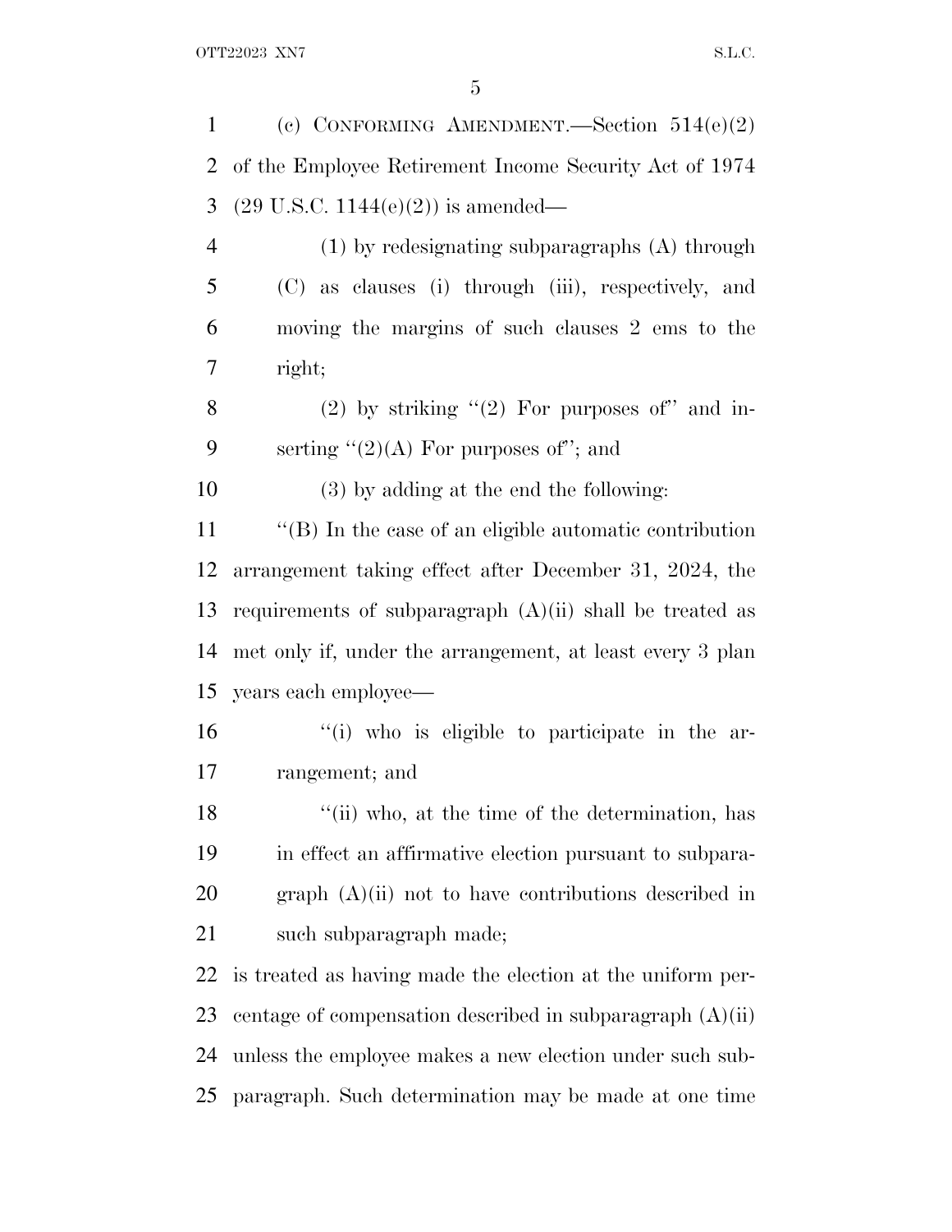(c) CONFORMING AMENDMENT.—Section 514(e)(2) of the Employee Retirement Income Security Act of 1974 (29 U.S.C. 1144(e)(2)) is amended—

(1) by redesignating subparagraphs (A) through (C) as clauses (i) through (iii), respectively, and moving the margins of such clauses 2 ems to the right;

(2) by striking "(2) For purposes of" and inserting "(2)(A) For purposes of"; and

(3) by adding at the end the following:

"(B) In the case of an eligible automatic contribution arrangement taking effect after December 31, 2024, the requirements of subparagraph (A)(ii) shall be treated as met only if, under the arrangement, at least every 3 plan years each employee—

"(i) who is eligible to participate in the arrangement; and

"(ii) who, at the time of the determination, has in effect an affirmative election pursuant to subparagraph (A)(ii) not to have contributions described in such subparagraph made;

is treated as having made the election at the uniform percentage of compensation described in subparagraph (A)(ii) unless the employee makes a new election under such subparagraph. Such determination may be made at one time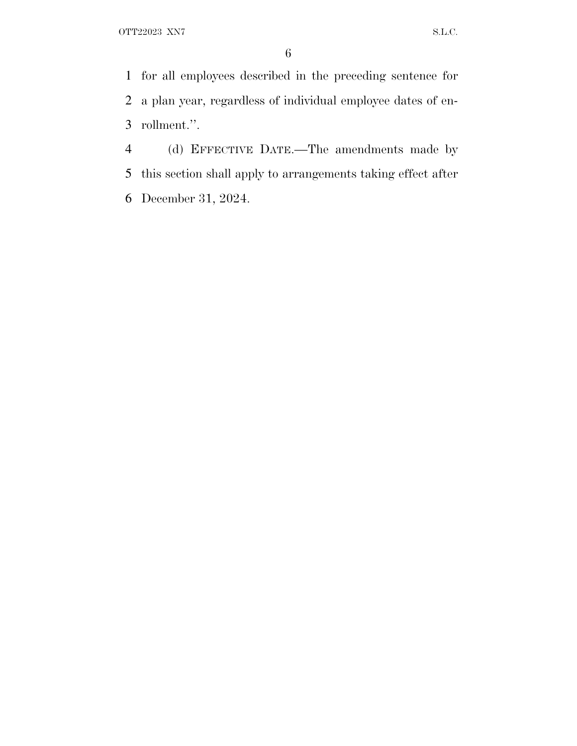for all employees described in the preceding sentence for a plan year, regardless of individual employee dates of enrollment.''.

(d) EFFECTIVE DATE.—The amendments made by this section shall apply to arrangements taking effect after December 31, 2024.